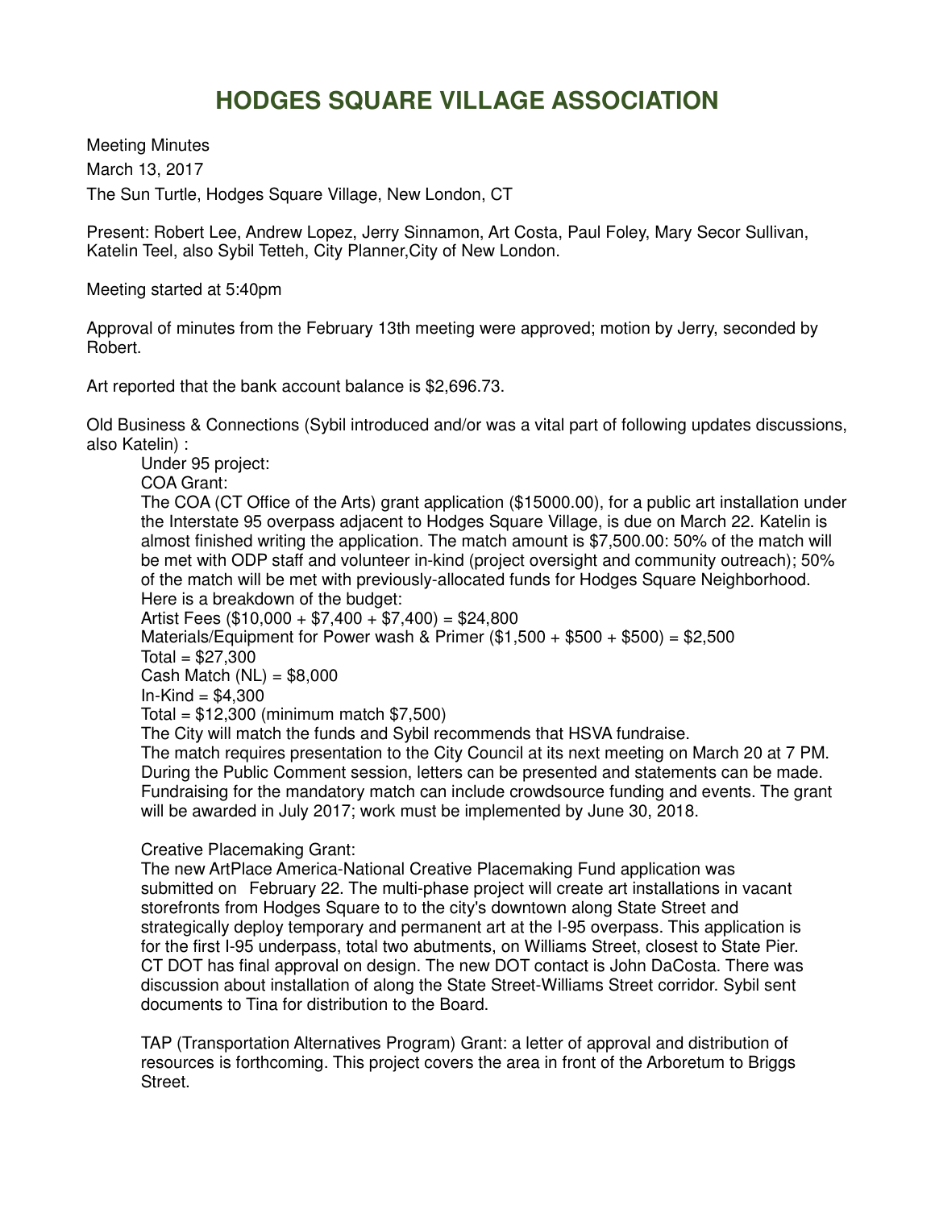# HODGES SQUARE VILLAGE ASSOCIATION

Meeting Minutes

March 13, 2017

The Sun Turtle, Hodges Square Village, New London, CT

Present: Robert Lee, Andrew Lopez, Jerry Sinnamon, Art Costa, Paul Foley, Mary Secor Sullivan, Katelin Teel, also Sybil Tetteh, City Planner,City of New London.

Meeting started at 5:40pm

Approval of minutes from the February 13th meeting were approved; motion by Jerry, seconded by Robert.

Art reported that the bank account balance is $2,696.73.

Old Business & Connections (Sybil introduced and/or was a vital part of following updates discussions, also Katelin) :

Under 95 project:

COA Grant:

The COA (CT Office of the Arts) grant application ($15000.00), for a public art installation under the Interstate 95 overpass adjacent to Hodges Square Village, is due on March 22. Katelin is almost finished writing the application. The match amount is $7,500.00: 50% of the match will be met with ODP staff and volunteer in-kind (project oversight and community outreach); 50% of the match will be met with previously-allocated funds for Hodges Square Neighborhood.

Here is a breakdown of the budget:

Artist Fees ($10,000 + $7,400 + $7,400) = $24,800

Materials/Equipment for Power wash & Primer ($1,500 + $500 + $500) = $2,500

Total = $27,300

Cash Match (NL) = $8,000

In-Kind = $4,300

Total = $12,300 (minimum match $7,500)

The City will match the funds and Sybil recommends that HSVA fundraise.

The match requires presentation to the City Council at its next meeting on March 20 at 7 PM. During the Public Comment session, letters can be presented and statements can be made. Fundraising for the mandatory match can include crowdsource funding and events. The grant will be awarded in July 2017; work must be implemented by June 30, 2018.

Creative Placemaking Grant:

The new ArtPlace America-National Creative Placemaking Fund application was submitted on February 22. The multi-phase project will create art installations in vacant storefronts from Hodges Square to to the city's downtown along State Street and strategically deploy temporary and permanent art at the I-95 overpass. This application is for the first I-95 underpass, total two abutments, on Williams Street, closest to State Pier. CT DOT has final approval on design. The new DOT contact is John DaCosta. There was discussion about installation of along the State Street-Williams Street corridor. Sybil sent documents to Tina for distribution to the Board.

TAP (Transportation Alternatives Program) Grant: a letter of approval and distribution of resources is forthcoming. This project covers the area in front of the Arboretum to Briggs Street.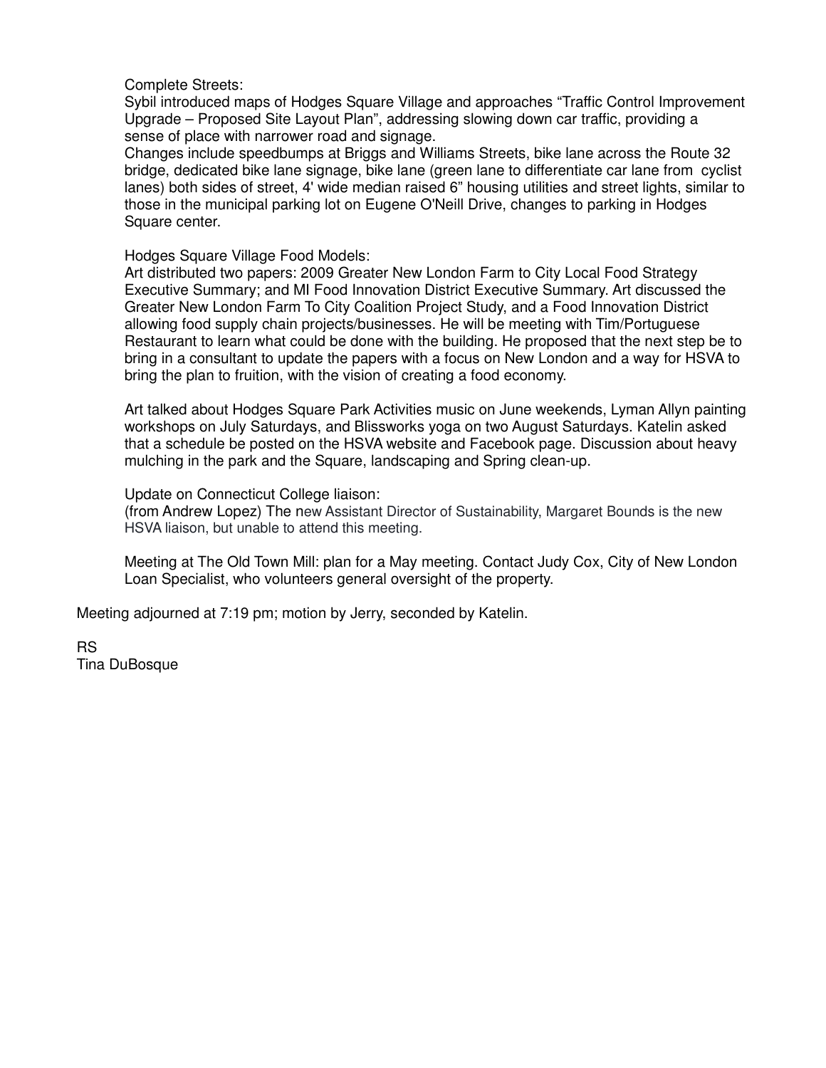Complete Streets:
Sybil introduced maps of Hodges Square Village and approaches "Traffic Control Improvement Upgrade – Proposed Site Layout Plan", addressing slowing down car traffic, providing a sense of place with narrower road and signage.
Changes include speedbumps at Briggs and Williams Streets, bike lane across the Route 32 bridge, dedicated bike lane signage, bike lane (green lane to differentiate car lane from cyclist lanes) both sides of street, 4' wide median raised 6" housing utilities and street lights, similar to those in the municipal parking lot on Eugene O'Neill Drive, changes to parking in Hodges Square center.

Hodges Square Village Food Models:
Art distributed two papers: 2009 Greater New London Farm to City Local Food Strategy Executive Summary; and MI Food Innovation District Executive Summary. Art discussed the Greater New London Farm To City Coalition Project Study, and a Food Innovation District allowing food supply chain projects/businesses. He will be meeting with Tim/Portuguese Restaurant to learn what could be done with the building. He proposed that the next step be to bring in a consultant to update the papers with a focus on New London and a way for HSVA to bring the plan to fruition, with the vision of creating a food economy.

Art talked about Hodges Square Park Activities music on June weekends, Lyman Allyn painting workshops on July Saturdays, and Blissworks yoga on two August Saturdays. Katelin asked that a schedule be posted on the HSVA website and Facebook page. Discussion about heavy mulching in the park and the Square, landscaping and Spring clean-up.

Update on Connecticut College liaison:
(from Andrew Lopez) The new Assistant Director of Sustainability, Margaret Bounds is the new HSVA liaison, but unable to attend this meeting.

Meeting at The Old Town Mill: plan for a May meeting. Contact Judy Cox, City of New London Loan Specialist, who volunteers general oversight of the property.

Meeting adjourned at 7:19 pm; motion by Jerry, seconded by Katelin.

RS
Tina DuBosque